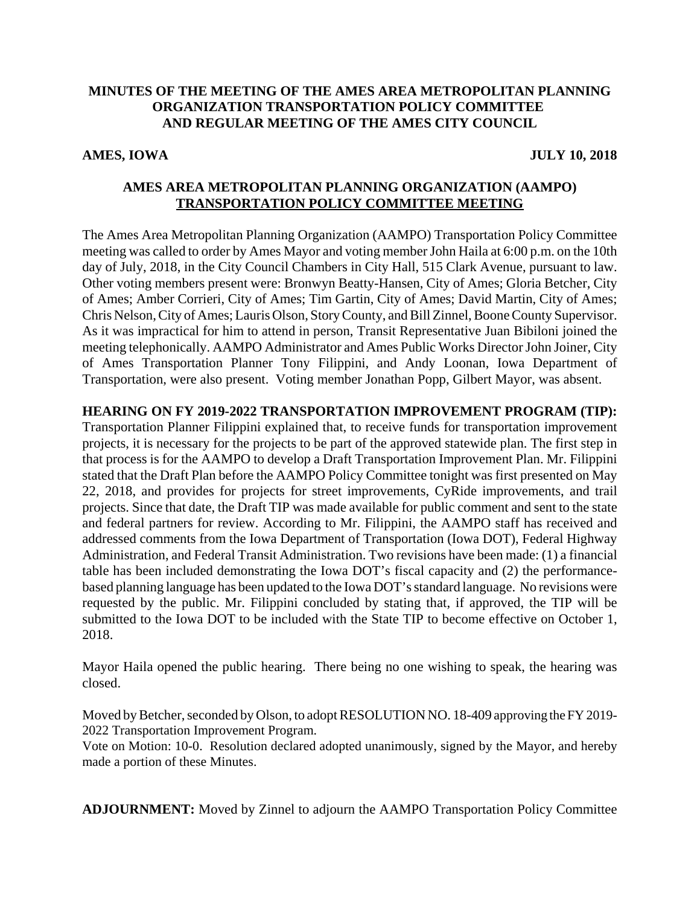**MINUTES OF THE MEETING OF THE AMES AREA METROPOLITAN PLANNING ORGANIZATION TRANSPORTATION POLICY COMMITTEE AND REGULAR MEETING OF THE AMES CITY COUNCIL**

**AMES, IOWA** **JULY 10, 2018**

## AMES AREA METROPOLITAN PLANNING ORGANIZATION (AAMPO) TRANSPORTATION POLICY COMMITTEE MEETING

The Ames Area Metropolitan Planning Organization (AAMPO) Transportation Policy Committee meeting was called to order by Ames Mayor and voting member John Haila at 6:00 p.m. on the 10th day of July, 2018, in the City Council Chambers in City Hall, 515 Clark Avenue, pursuant to law. Other voting members present were: Bronwyn Beatty-Hansen, City of Ames; Gloria Betcher, City of Ames; Amber Corrieri, City of Ames; Tim Gartin, City of Ames; David Martin, City of Ames; Chris Nelson, City of Ames; Lauris Olson, Story County, and Bill Zinnel, Boone County Supervisor. As it was impractical for him to attend in person, Transit Representative Juan Bibiloni joined the meeting telephonically. AAMPO Administrator and Ames Public Works Director John Joiner, City of Ames Transportation Planner Tony Filippini, and Andy Loonan, Iowa Department of Transportation, were also present. Voting member Jonathan Popp, Gilbert Mayor, was absent.

**HEARING ON FY 2019-2022 TRANSPORTATION IMPROVEMENT PROGRAM (TIP):** Transportation Planner Filippini explained that, to receive funds for transportation improvement projects, it is necessary for the projects to be part of the approved statewide plan. The first step in that process is for the AAMPO to develop a Draft Transportation Improvement Plan. Mr. Filippini stated that the Draft Plan before the AAMPO Policy Committee tonight was first presented on May 22, 2018, and provides for projects for street improvements, CyRide improvements, and trail projects. Since that date, the Draft TIP was made available for public comment and sent to the state and federal partners for review. According to Mr. Filippini, the AAMPO staff has received and addressed comments from the Iowa Department of Transportation (Iowa DOT), Federal Highway Administration, and Federal Transit Administration. Two revisions have been made: (1) a financial table has been included demonstrating the Iowa DOT's fiscal capacity and (2) the performance-based planning language has been updated to the Iowa DOT's standard language. No revisions were requested by the public. Mr. Filippini concluded by stating that, if approved, the TIP will be submitted to the Iowa DOT to be included with the State TIP to become effective on October 1, 2018.

Mayor Haila opened the public hearing. There being no one wishing to speak, the hearing was closed.

Moved by Betcher, seconded by Olson, to adopt RESOLUTION NO. 18-409 approving the FY 2019-2022 Transportation Improvement Program.
Vote on Motion: 10-0. Resolution declared adopted unanimously, signed by the Mayor, and hereby made a portion of these Minutes.

**ADJOURNMENT:** Moved by Zinnel to adjourn the AAMPO Transportation Policy Committee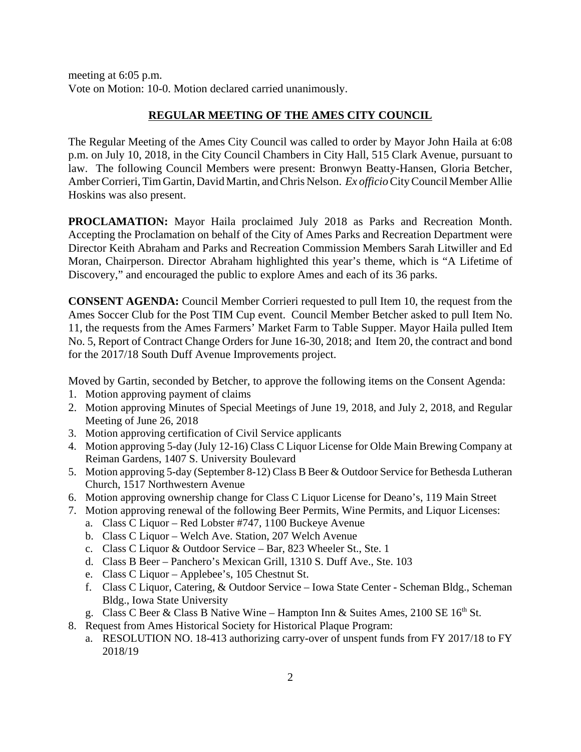meeting at 6:05 p.m.
Vote on Motion: 10-0. Motion declared carried unanimously.

## REGULAR MEETING OF THE AMES CITY COUNCIL

The Regular Meeting of the Ames City Council was called to order by Mayor John Haila at 6:08 p.m. on July 10, 2018, in the City Council Chambers in City Hall, 515 Clark Avenue, pursuant to law. The following Council Members were present: Bronwyn Beatty-Hansen, Gloria Betcher, Amber Corrieri, Tim Gartin, David Martin, and Chris Nelson. *Ex officio* City Council Member Allie Hoskins was also present.

**PROCLAMATION:** Mayor Haila proclaimed July 2018 as Parks and Recreation Month. Accepting the Proclamation on behalf of the City of Ames Parks and Recreation Department were Director Keith Abraham and Parks and Recreation Commission Members Sarah Litwiller and Ed Moran, Chairperson. Director Abraham highlighted this year's theme, which is "A Lifetime of Discovery," and encouraged the public to explore Ames and each of its 36 parks.

**CONSENT AGENDA:** Council Member Corrieri requested to pull Item 10, the request from the Ames Soccer Club for the Post TIM Cup event. Council Member Betcher asked to pull Item No. 11, the requests from the Ames Farmers' Market Farm to Table Supper. Mayor Haila pulled Item No. 5, Report of Contract Change Orders for June 16-30, 2018; and Item 20, the contract and bond for the 2017/18 South Duff Avenue Improvements project.

Moved by Gartin, seconded by Betcher, to approve the following items on the Consent Agenda:

1. Motion approving payment of claims
2. Motion approving Minutes of Special Meetings of June 19, 2018, and July 2, 2018, and Regular Meeting of June 26, 2018
3. Motion approving certification of Civil Service applicants
4. Motion approving 5-day (July 12-16) Class C Liquor License for Olde Main Brewing Company at Reiman Gardens, 1407 S. University Boulevard
5. Motion approving 5-day (September 8-12) Class B Beer & Outdoor Service for Bethesda Lutheran Church, 1517 Northwestern Avenue
6. Motion approving ownership change for Class C Liquor License for Deano's, 119 Main Street
7. Motion approving renewal of the following Beer Permits, Wine Permits, and Liquor Licenses:
   a. Class C Liquor – Red Lobster #747, 1100 Buckeye Avenue
   b. Class C Liquor – Welch Ave. Station, 207 Welch Avenue
   c. Class C Liquor & Outdoor Service – Bar, 823 Wheeler St., Ste. 1
   d. Class B Beer – Panchero's Mexican Grill, 1310 S. Duff Ave., Ste. 103
   e. Class C Liquor – Applebee's, 105 Chestnut St.
   f. Class C Liquor, Catering, & Outdoor Service – Iowa State Center - Scheman Bldg., Scheman Bldg., Iowa State University
   g. Class C Beer & Class B Native Wine – Hampton Inn & Suites Ames, 2100 SE 16th St.
8. Request from Ames Historical Society for Historical Plaque Program:
   a. RESOLUTION NO. 18-413 authorizing carry-over of unspent funds from FY 2017/18 to FY 2018/19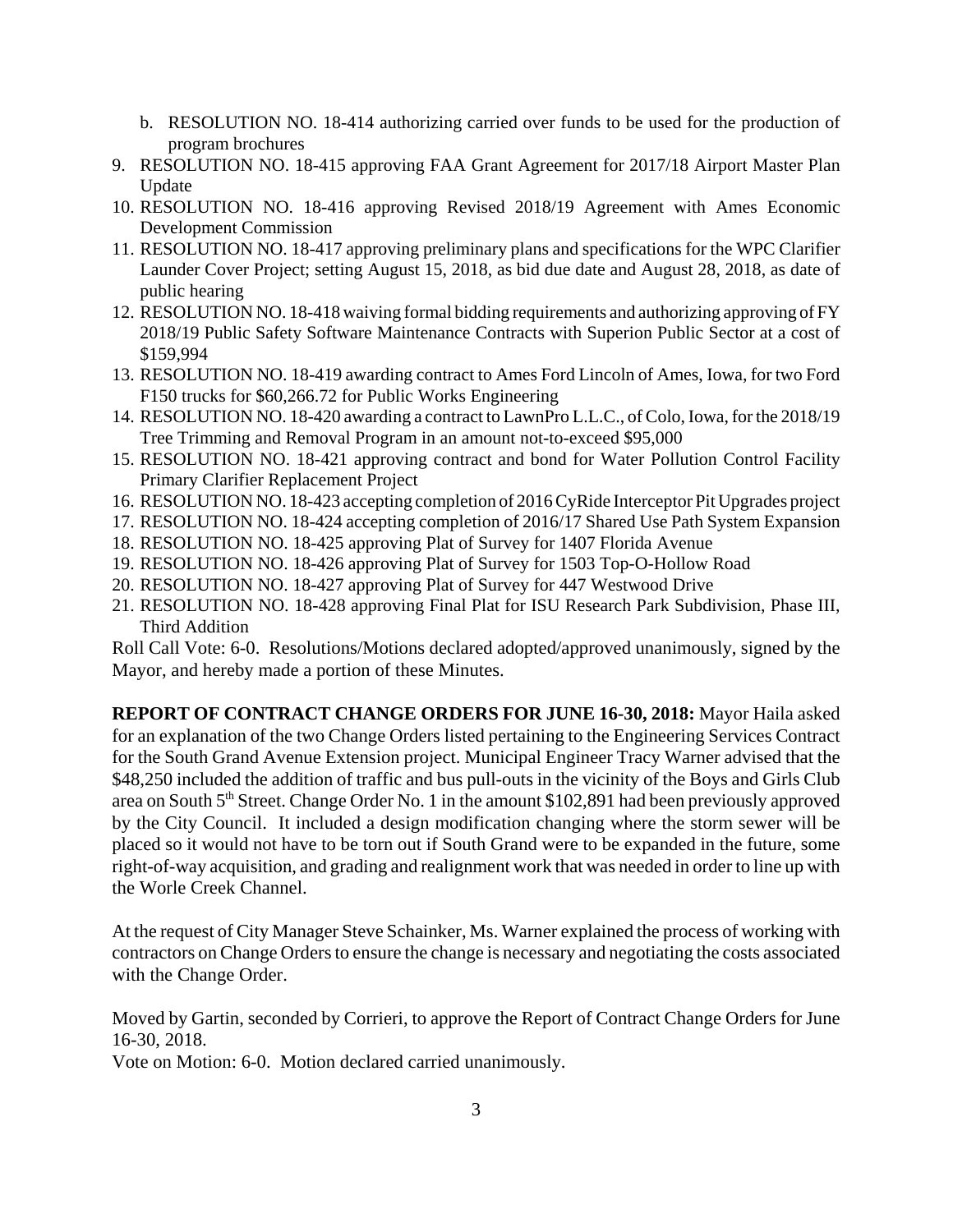b. RESOLUTION NO. 18-414 authorizing carried over funds to be used for the production of program brochures
9. RESOLUTION NO. 18-415 approving FAA Grant Agreement for 2017/18 Airport Master Plan Update
10. RESOLUTION NO. 18-416 approving Revised 2018/19 Agreement with Ames Economic Development Commission
11. RESOLUTION NO. 18-417 approving preliminary plans and specifications for the WPC Clarifier Launder Cover Project; setting August 15, 2018, as bid due date and August 28, 2018, as date of public hearing
12. RESOLUTION NO. 18-418 waiving formal bidding requirements and authorizing approving of FY 2018/19 Public Safety Software Maintenance Contracts with Superion Public Sector at a cost of $159,994
13. RESOLUTION NO. 18-419 awarding contract to Ames Ford Lincoln of Ames, Iowa, for two Ford F150 trucks for $60,266.72 for Public Works Engineering
14. RESOLUTION NO. 18-420 awarding a contract to LawnPro L.L.C., of Colo, Iowa, for the 2018/19 Tree Trimming and Removal Program in an amount not-to-exceed $95,000
15. RESOLUTION NO. 18-421 approving contract and bond for Water Pollution Control Facility Primary Clarifier Replacement Project
16. RESOLUTION NO. 18-423 accepting completion of 2016 CyRide Interceptor Pit Upgrades project
17. RESOLUTION NO. 18-424 accepting completion of 2016/17 Shared Use Path System Expansion
18. RESOLUTION NO. 18-425 approving Plat of Survey for 1407 Florida Avenue
19. RESOLUTION NO. 18-426 approving Plat of Survey for 1503 Top-O-Hollow Road
20. RESOLUTION NO. 18-427 approving Plat of Survey for 447 Westwood Drive
21. RESOLUTION NO. 18-428 approving Final Plat for ISU Research Park Subdivision, Phase III, Third Addition

Roll Call Vote: 6-0. Resolutions/Motions declared adopted/approved unanimously, signed by the Mayor, and hereby made a portion of these Minutes.

**REPORT OF CONTRACT CHANGE ORDERS FOR JUNE 16-30, 2018:** Mayor Haila asked for an explanation of the two Change Orders listed pertaining to the Engineering Services Contract for the South Grand Avenue Extension project. Municipal Engineer Tracy Warner advised that the $48,250 included the addition of traffic and bus pull-outs in the vicinity of the Boys and Girls Club area on South 5th Street. Change Order No. 1 in the amount $102,891 had been previously approved by the City Council. It included a design modification changing where the storm sewer will be placed so it would not have to be torn out if South Grand were to be expanded in the future, some right-of-way acquisition, and grading and realignment work that was needed in order to line up with the Worle Creek Channel.

At the request of City Manager Steve Schainker, Ms. Warner explained the process of working with contractors on Change Orders to ensure the change is necessary and negotiating the costs associated with the Change Order.

Moved by Gartin, seconded by Corrieri, to approve the Report of Contract Change Orders for June 16-30, 2018.

Vote on Motion: 6-0. Motion declared carried unanimously.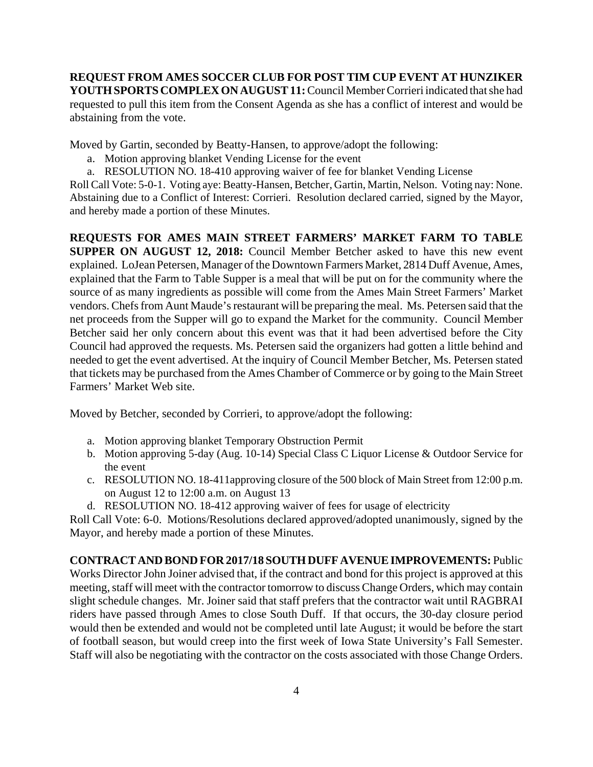**REQUEST FROM AMES SOCCER CLUB FOR POST TIM CUP EVENT AT HUNZIKER YOUTH SPORTS COMPLEX ON AUGUST 11:** Council Member Corrieri indicated that she had requested to pull this item from the Consent Agenda as she has a conflict of interest and would be abstaining from the vote.

Moved by Gartin, seconded by Beatty-Hansen, to approve/adopt the following:

a. Motion approving blanket Vending License for the event
a. RESOLUTION NO. 18-410 approving waiver of fee for blanket Vending License

Roll Call Vote: 5-0-1. Voting aye: Beatty-Hansen, Betcher, Gartin, Martin, Nelson. Voting nay: None. Abstaining due to a Conflict of Interest: Corrieri. Resolution declared carried, signed by the Mayor, and hereby made a portion of these Minutes.

**REQUESTS FOR AMES MAIN STREET FARMERS' MARKET FARM TO TABLE SUPPER ON AUGUST 12, 2018:** Council Member Betcher asked to have this new event explained. LoJean Petersen, Manager of the Downtown Farmers Market, 2814 Duff Avenue, Ames, explained that the Farm to Table Supper is a meal that will be put on for the community where the source of as many ingredients as possible will come from the Ames Main Street Farmers' Market vendors. Chefs from Aunt Maude's restaurant will be preparing the meal. Ms. Petersen said that the net proceeds from the Supper will go to expand the Market for the community. Council Member Betcher said her only concern about this event was that it had been advertised before the City Council had approved the requests. Ms. Petersen said the organizers had gotten a little behind and needed to get the event advertised. At the inquiry of Council Member Betcher, Ms. Petersen stated that tickets may be purchased from the Ames Chamber of Commerce or by going to the Main Street Farmers' Market Web site.

Moved by Betcher, seconded by Corrieri, to approve/adopt the following:

a. Motion approving blanket Temporary Obstruction Permit
b. Motion approving 5-day (Aug. 10-14) Special Class C Liquor License & Outdoor Service for the event
c. RESOLUTION NO. 18-411approving closure of the 500 block of Main Street from 12:00 p.m. on August 12 to 12:00 a.m. on August 13
d. RESOLUTION NO. 18-412 approving waiver of fees for usage of electricity

Roll Call Vote: 6-0. Motions/Resolutions declared approved/adopted unanimously, signed by the Mayor, and hereby made a portion of these Minutes.

**CONTRACT AND BOND FOR 2017/18 SOUTH DUFF AVENUE IMPROVEMENTS:** Public Works Director John Joiner advised that, if the contract and bond for this project is approved at this meeting, staff will meet with the contractor tomorrow to discuss Change Orders, which may contain slight schedule changes. Mr. Joiner said that staff prefers that the contractor wait until RAGBRAI riders have passed through Ames to close South Duff. If that occurs, the 30-day closure period would then be extended and would not be completed until late August; it would be before the start of football season, but would creep into the first week of Iowa State University's Fall Semester. Staff will also be negotiating with the contractor on the costs associated with those Change Orders.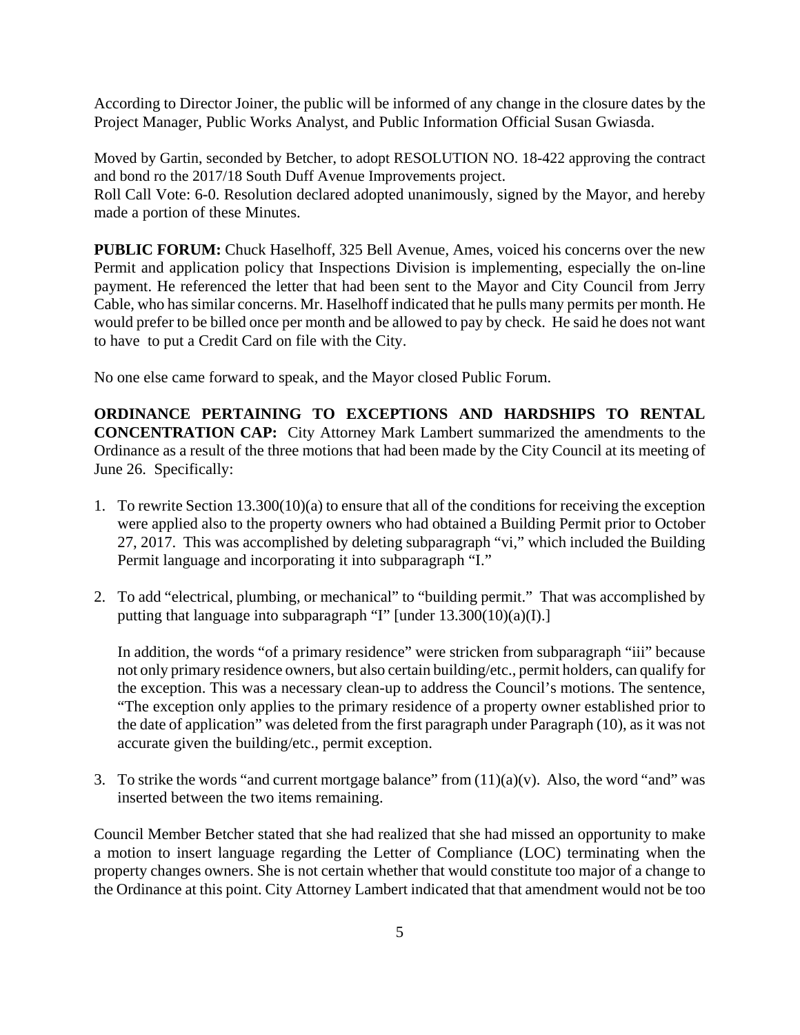According to Director Joiner, the public will be informed of any change in the closure dates by the Project Manager, Public Works Analyst, and Public Information Official Susan Gwiasda.

Moved by Gartin, seconded by Betcher, to adopt RESOLUTION NO. 18-422 approving the contract and bond ro the 2017/18 South Duff Avenue Improvements project.
Roll Call Vote: 6-0. Resolution declared adopted unanimously, signed by the Mayor, and hereby made a portion of these Minutes.

**PUBLIC FORUM:** Chuck Haselhoff, 325 Bell Avenue, Ames, voiced his concerns over the new Permit and application policy that Inspections Division is implementing, especially the on-line payment. He referenced the letter that had been sent to the Mayor and City Council from Jerry Cable, who has similar concerns. Mr. Haselhoff indicated that he pulls many permits per month. He would prefer to be billed once per month and be allowed to pay by check. He said he does not want to have to put a Credit Card on file with the City.

No one else came forward to speak, and the Mayor closed Public Forum.

**ORDINANCE PERTAINING TO EXCEPTIONS AND HARDSHIPS TO RENTAL CONCENTRATION CAP:** City Attorney Mark Lambert summarized the amendments to the Ordinance as a result of the three motions that had been made by the City Council at its meeting of June 26. Specifically:

1. To rewrite Section 13.300(10)(a) to ensure that all of the conditions for receiving the exception were applied also to the property owners who had obtained a Building Permit prior to October 27, 2017. This was accomplished by deleting subparagraph "vi," which included the Building Permit language and incorporating it into subparagraph "I."

2. To add "electrical, plumbing, or mechanical" to "building permit." That was accomplished by putting that language into subparagraph "I" [under 13.300(10)(a)(I).]

   In addition, the words "of a primary residence" were stricken from subparagraph "iii" because not only primary residence owners, but also certain building/etc., permit holders, can qualify for the exception. This was a necessary clean-up to address the Council's motions. The sentence, "The exception only applies to the primary residence of a property owner established prior to the date of application" was deleted from the first paragraph under Paragraph (10), as it was not accurate given the building/etc., permit exception.

3. To strike the words "and current mortgage balance" from (11)(a)(v). Also, the word "and" was inserted between the two items remaining.

Council Member Betcher stated that she had realized that she had missed an opportunity to make a motion to insert language regarding the Letter of Compliance (LOC) terminating when the property changes owners. She is not certain whether that would constitute too major of a change to the Ordinance at this point. City Attorney Lambert indicated that that amendment would not be too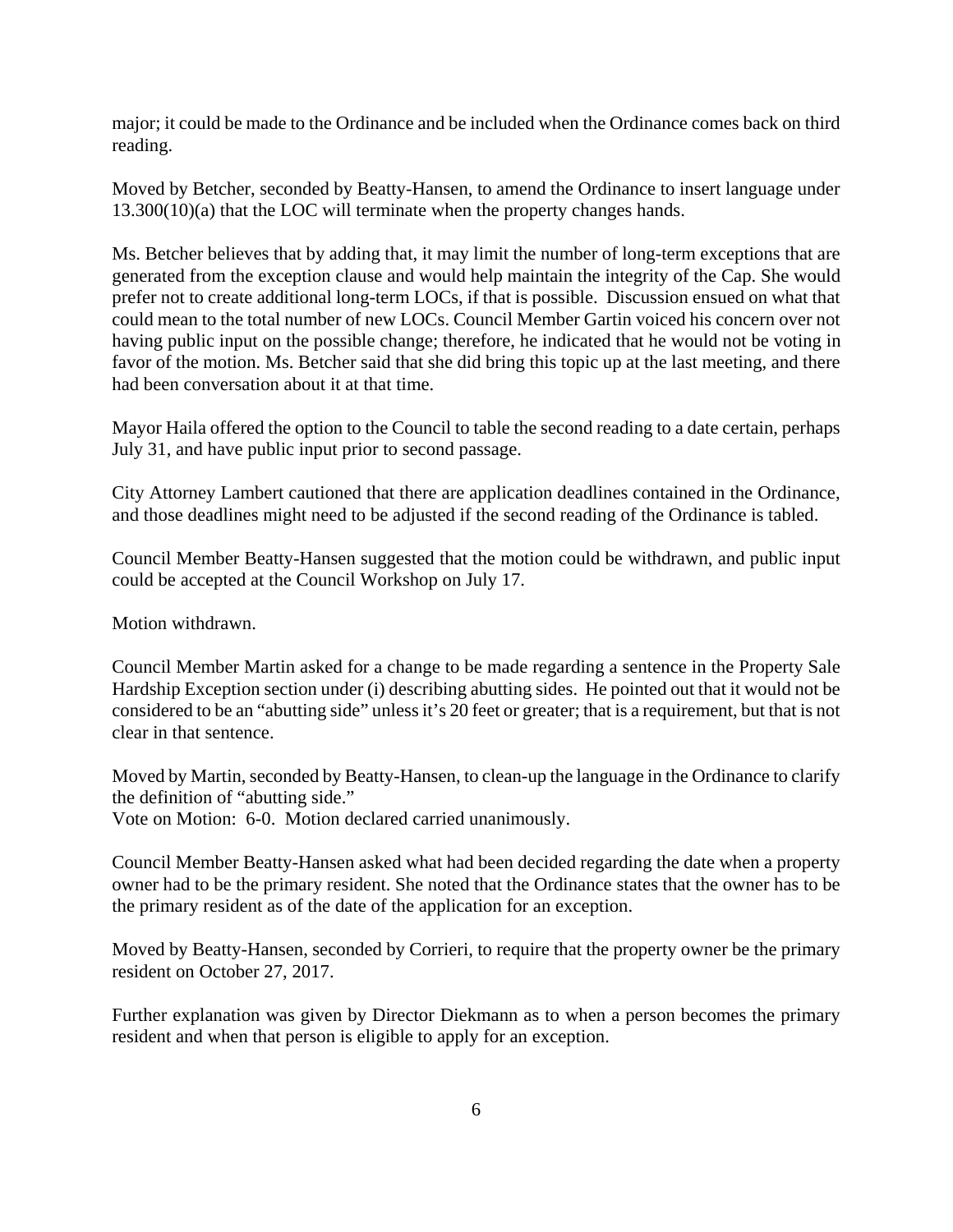major; it could be made to the Ordinance and be included when the Ordinance comes back on third reading.

Moved by Betcher, seconded by Beatty-Hansen, to amend the Ordinance to insert language under 13.300(10)(a) that the LOC will terminate when the property changes hands.

Ms. Betcher believes that by adding that, it may limit the number of long-term exceptions that are generated from the exception clause and would help maintain the integrity of the Cap. She would prefer not to create additional long-term LOCs, if that is possible. Discussion ensued on what that could mean to the total number of new LOCs. Council Member Gartin voiced his concern over not having public input on the possible change; therefore, he indicated that he would not be voting in favor of the motion. Ms. Betcher said that she did bring this topic up at the last meeting, and there had been conversation about it at that time.

Mayor Haila offered the option to the Council to table the second reading to a date certain, perhaps July 31, and have public input prior to second passage.

City Attorney Lambert cautioned that there are application deadlines contained in the Ordinance, and those deadlines might need to be adjusted if the second reading of the Ordinance is tabled.

Council Member Beatty-Hansen suggested that the motion could be withdrawn, and public input could be accepted at the Council Workshop on July 17.

Motion withdrawn.

Council Member Martin asked for a change to be made regarding a sentence in the Property Sale Hardship Exception section under (i) describing abutting sides. He pointed out that it would not be considered to be an "abutting side" unless it's 20 feet or greater; that is a requirement, but that is not clear in that sentence.

Moved by Martin, seconded by Beatty-Hansen, to clean-up the language in the Ordinance to clarify the definition of "abutting side."
Vote on Motion: 6-0. Motion declared carried unanimously.

Council Member Beatty-Hansen asked what had been decided regarding the date when a property owner had to be the primary resident. She noted that the Ordinance states that the owner has to be the primary resident as of the date of the application for an exception.

Moved by Beatty-Hansen, seconded by Corrieri, to require that the property owner be the primary resident on October 27, 2017.

Further explanation was given by Director Diekmann as to when a person becomes the primary resident and when that person is eligible to apply for an exception.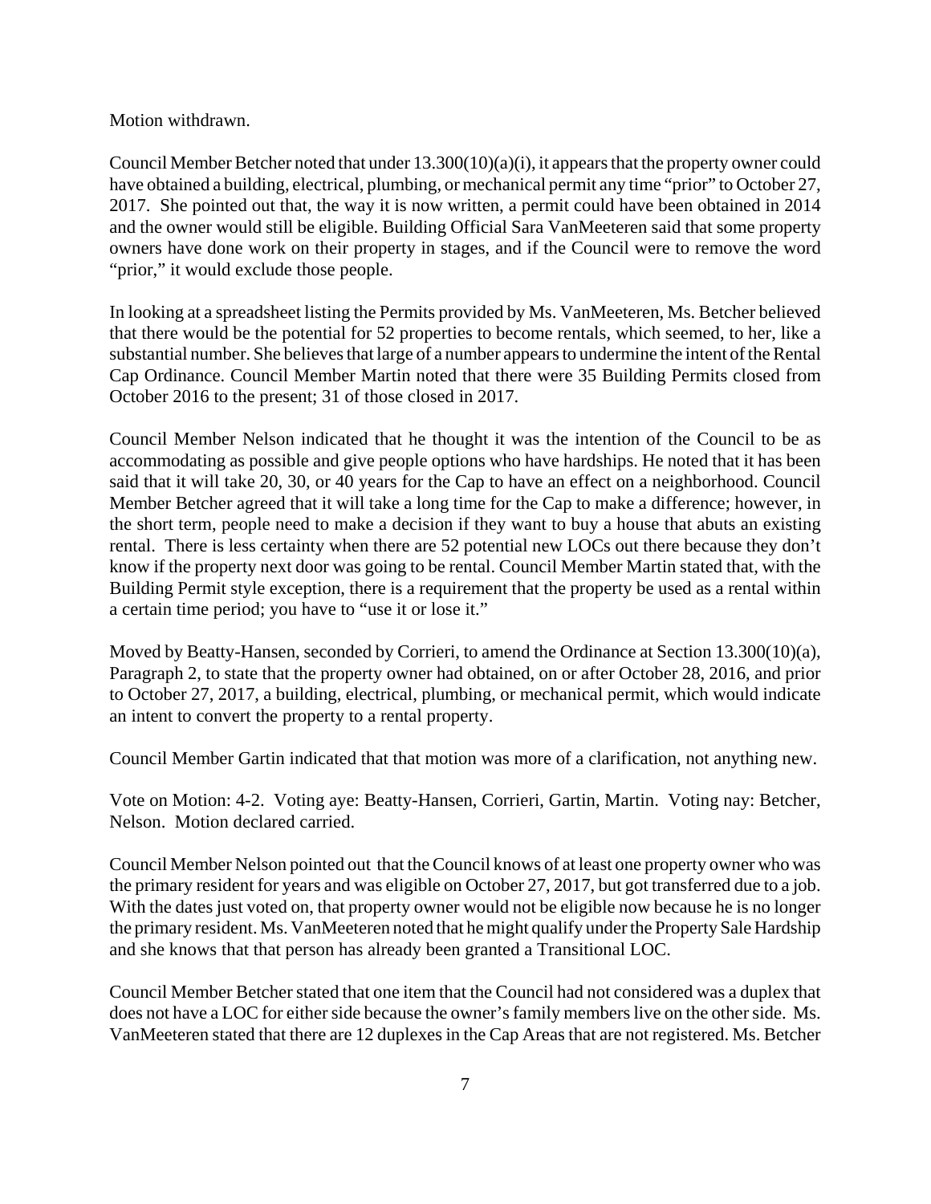Motion withdrawn.

Council Member Betcher noted that under 13.300(10)(a)(i), it appears that the property owner could have obtained a building, electrical, plumbing, or mechanical permit any time "prior" to October 27, 2017. She pointed out that, the way it is now written, a permit could have been obtained in 2014 and the owner would still be eligible. Building Official Sara VanMeeteren said that some property owners have done work on their property in stages, and if the Council were to remove the word "prior," it would exclude those people.

In looking at a spreadsheet listing the Permits provided by Ms. VanMeeteren, Ms. Betcher believed that there would be the potential for 52 properties to become rentals, which seemed, to her, like a substantial number. She believes that large of a number appears to undermine the intent of the Rental Cap Ordinance. Council Member Martin noted that there were 35 Building Permits closed from October 2016 to the present; 31 of those closed in 2017.

Council Member Nelson indicated that he thought it was the intention of the Council to be as accommodating as possible and give people options who have hardships. He noted that it has been said that it will take 20, 30, or 40 years for the Cap to have an effect on a neighborhood. Council Member Betcher agreed that it will take a long time for the Cap to make a difference; however, in the short term, people need to make a decision if they want to buy a house that abuts an existing rental. There is less certainty when there are 52 potential new LOCs out there because they don't know if the property next door was going to be rental. Council Member Martin stated that, with the Building Permit style exception, there is a requirement that the property be used as a rental within a certain time period; you have to "use it or lose it."

Moved by Beatty-Hansen, seconded by Corrieri, to amend the Ordinance at Section 13.300(10)(a), Paragraph 2, to state that the property owner had obtained, on or after October 28, 2016, and prior to October 27, 2017, a building, electrical, plumbing, or mechanical permit, which would indicate an intent to convert the property to a rental property.

Council Member Gartin indicated that that motion was more of a clarification, not anything new.

Vote on Motion: 4-2. Voting aye: Beatty-Hansen, Corrieri, Gartin, Martin. Voting nay: Betcher, Nelson. Motion declared carried.

Council Member Nelson pointed out that the Council knows of at least one property owner who was the primary resident for years and was eligible on October 27, 2017, but got transferred due to a job. With the dates just voted on, that property owner would not be eligible now because he is no longer the primary resident. Ms. VanMeeteren noted that he might qualify under the Property Sale Hardship and she knows that that person has already been granted a Transitional LOC.

Council Member Betcher stated that one item that the Council had not considered was a duplex that does not have a LOC for either side because the owner's family members live on the other side. Ms. VanMeeteren stated that there are 12 duplexes in the Cap Areas that are not registered. Ms. Betcher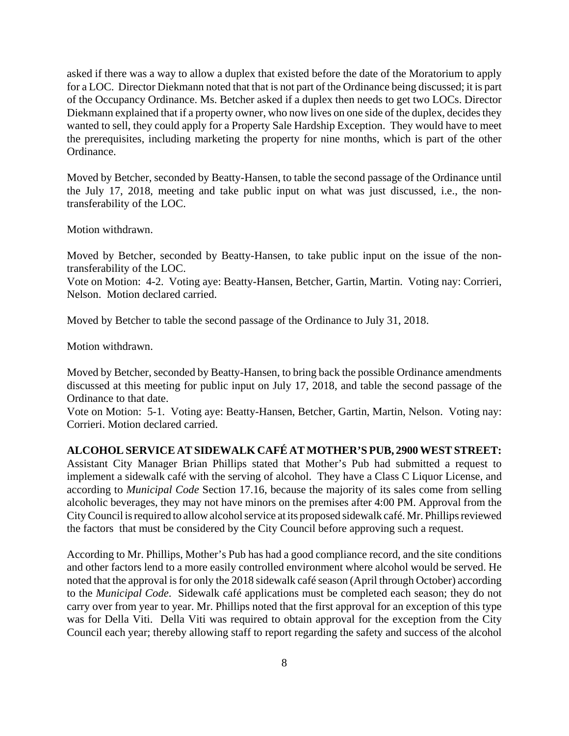asked if there was a way to allow a duplex that existed before the date of the Moratorium to apply for a LOC. Director Diekmann noted that that is not part of the Ordinance being discussed; it is part of the Occupancy Ordinance. Ms. Betcher asked if a duplex then needs to get two LOCs. Director Diekmann explained that if a property owner, who now lives on one side of the duplex, decides they wanted to sell, they could apply for a Property Sale Hardship Exception. They would have to meet the prerequisites, including marketing the property for nine months, which is part of the other Ordinance.

Moved by Betcher, seconded by Beatty-Hansen, to table the second passage of the Ordinance until the July 17, 2018, meeting and take public input on what was just discussed, i.e., the non-transferability of the LOC.

Motion withdrawn.

Moved by Betcher, seconded by Beatty-Hansen, to take public input on the issue of the non-transferability of the LOC.
Vote on Motion: 4-2. Voting aye: Beatty-Hansen, Betcher, Gartin, Martin. Voting nay: Corrieri, Nelson. Motion declared carried.

Moved by Betcher to table the second passage of the Ordinance to July 31, 2018.

Motion withdrawn.

Moved by Betcher, seconded by Beatty-Hansen, to bring back the possible Ordinance amendments discussed at this meeting for public input on July 17, 2018, and table the second passage of the Ordinance to that date.
Vote on Motion: 5-1. Voting aye: Beatty-Hansen, Betcher, Gartin, Martin, Nelson. Voting nay: Corrieri. Motion declared carried.

**ALCOHOL SERVICE AT SIDEWALK CAFÉ AT MOTHER'S PUB, 2900 WEST STREET:** Assistant City Manager Brian Phillips stated that Mother's Pub had submitted a request to implement a sidewalk café with the serving of alcohol. They have a Class C Liquor License, and according to *Municipal Code* Section 17.16, because the majority of its sales come from selling alcoholic beverages, they may not have minors on the premises after 4:00 PM. Approval from the City Council is required to allow alcohol service at its proposed sidewalk café. Mr. Phillips reviewed the factors that must be considered by the City Council before approving such a request.

According to Mr. Phillips, Mother's Pub has had a good compliance record, and the site conditions and other factors lend to a more easily controlled environment where alcohol would be served. He noted that the approval is for only the 2018 sidewalk café season (April through October) according to the *Municipal Code*. Sidewalk café applications must be completed each season; they do not carry over from year to year. Mr. Phillips noted that the first approval for an exception of this type was for Della Viti. Della Viti was required to obtain approval for the exception from the City Council each year; thereby allowing staff to report regarding the safety and success of the alcohol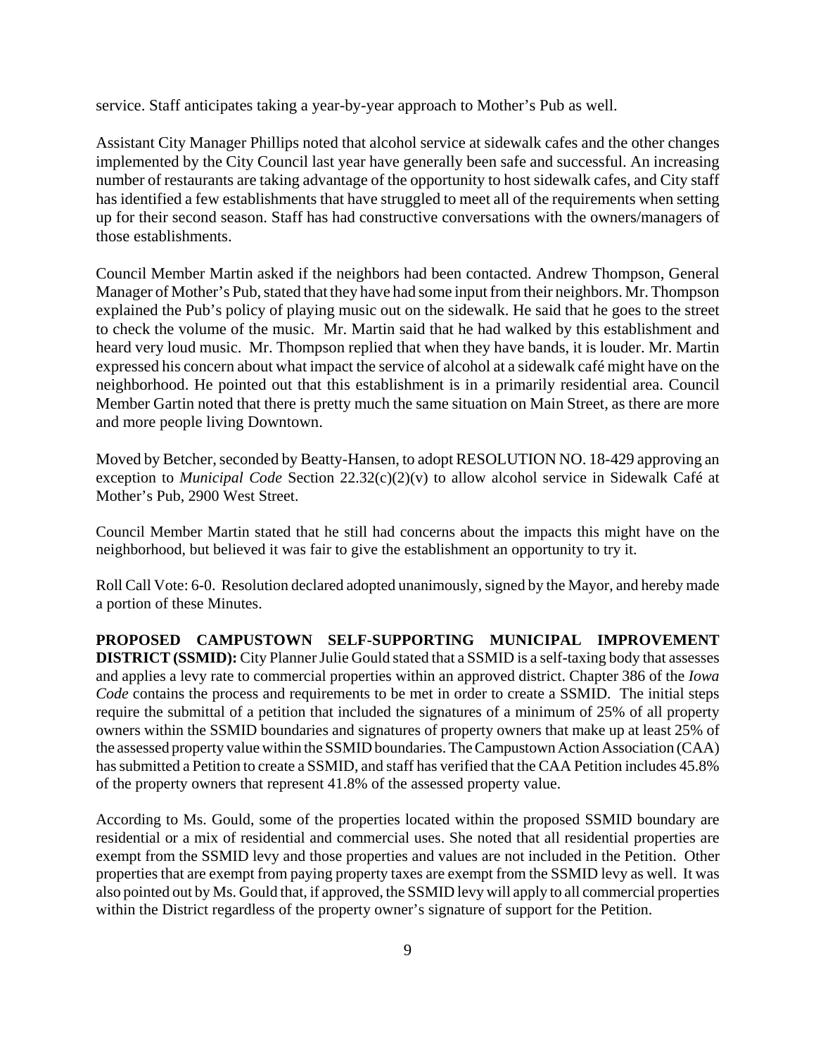service. Staff anticipates taking a year-by-year approach to Mother's Pub as well.

Assistant City Manager Phillips noted that alcohol service at sidewalk cafes and the other changes implemented by the City Council last year have generally been safe and successful. An increasing number of restaurants are taking advantage of the opportunity to host sidewalk cafes, and City staff has identified a few establishments that have struggled to meet all of the requirements when setting up for their second season. Staff has had constructive conversations with the owners/managers of those establishments.

Council Member Martin asked if the neighbors had been contacted. Andrew Thompson, General Manager of Mother's Pub, stated that they have had some input from their neighbors. Mr. Thompson explained the Pub's policy of playing music out on the sidewalk. He said that he goes to the street to check the volume of the music. Mr. Martin said that he had walked by this establishment and heard very loud music. Mr. Thompson replied that when they have bands, it is louder. Mr. Martin expressed his concern about what impact the service of alcohol at a sidewalk café might have on the neighborhood. He pointed out that this establishment is in a primarily residential area. Council Member Gartin noted that there is pretty much the same situation on Main Street, as there are more and more people living Downtown.

Moved by Betcher, seconded by Beatty-Hansen, to adopt RESOLUTION NO. 18-429 approving an exception to *Municipal Code* Section 22.32(c)(2)(v) to allow alcohol service in Sidewalk Café at Mother's Pub, 2900 West Street.

Council Member Martin stated that he still had concerns about the impacts this might have on the neighborhood, but believed it was fair to give the establishment an opportunity to try it.

Roll Call Vote: 6-0. Resolution declared adopted unanimously, signed by the Mayor, and hereby made a portion of these Minutes.

**PROPOSED CAMPUSTOWN SELF-SUPPORTING MUNICIPAL IMPROVEMENT DISTRICT (SSMID):** City Planner Julie Gould stated that a SSMID is a self-taxing body that assesses and applies a levy rate to commercial properties within an approved district. Chapter 386 of the *Iowa Code* contains the process and requirements to be met in order to create a SSMID. The initial steps require the submittal of a petition that included the signatures of a minimum of 25% of all property owners within the SSMID boundaries and signatures of property owners that make up at least 25% of the assessed property value within the SSMID boundaries. The Campustown Action Association (CAA) has submitted a Petition to create a SSMID, and staff has verified that the CAA Petition includes 45.8% of the property owners that represent 41.8% of the assessed property value.

According to Ms. Gould, some of the properties located within the proposed SSMID boundary are residential or a mix of residential and commercial uses. She noted that all residential properties are exempt from the SSMID levy and those properties and values are not included in the Petition. Other properties that are exempt from paying property taxes are exempt from the SSMID levy as well. It was also pointed out by Ms. Gould that, if approved, the SSMID levy will apply to all commercial properties within the District regardless of the property owner's signature of support for the Petition.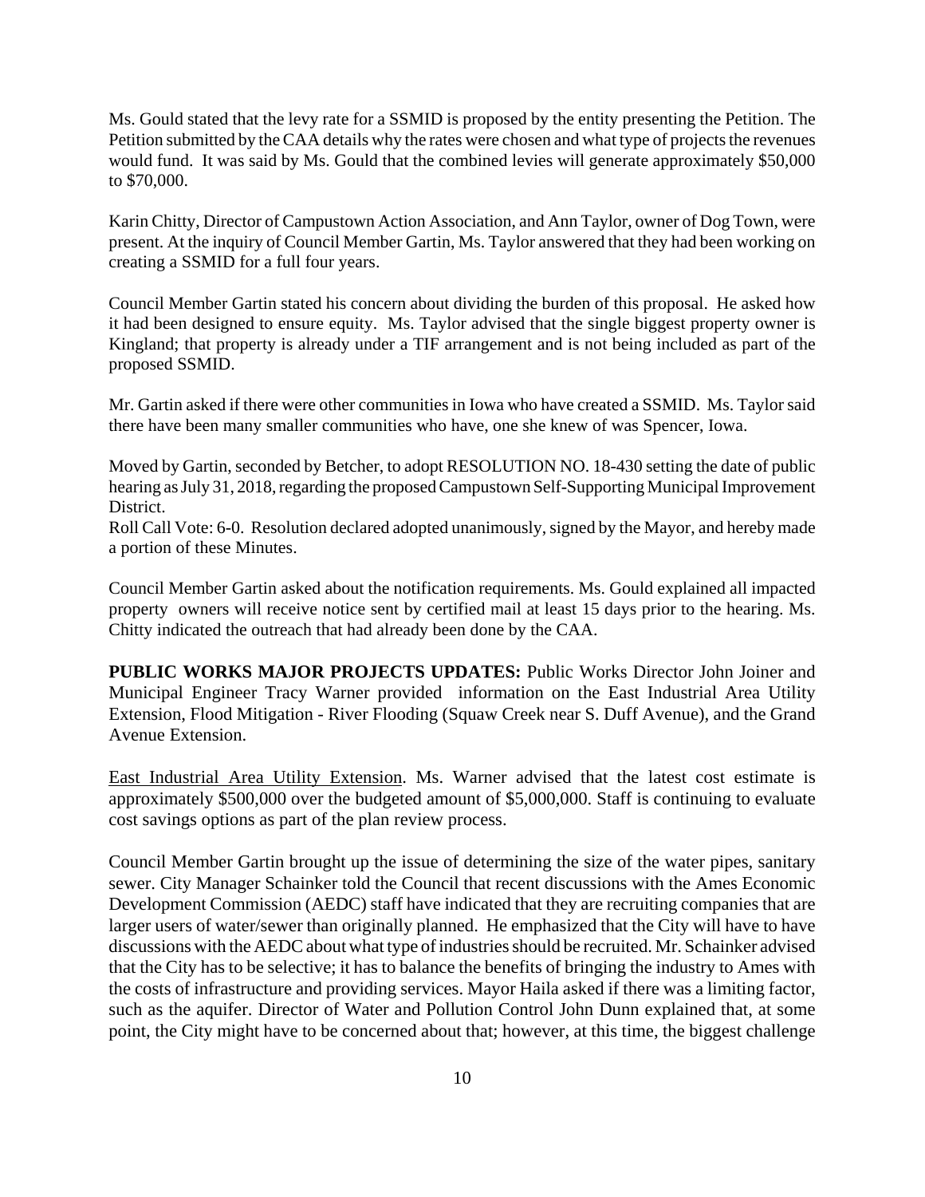Ms. Gould stated that the levy rate for a SSMID is proposed by the entity presenting the Petition. The Petition submitted by the CAA details why the rates were chosen and what type of projects the revenues would fund. It was said by Ms. Gould that the combined levies will generate approximately $50,000 to $70,000.

Karin Chitty, Director of Campustown Action Association, and Ann Taylor, owner of Dog Town, were present. At the inquiry of Council Member Gartin, Ms. Taylor answered that they had been working on creating a SSMID for a full four years.

Council Member Gartin stated his concern about dividing the burden of this proposal. He asked how it had been designed to ensure equity. Ms. Taylor advised that the single biggest property owner is Kingland; that property is already under a TIF arrangement and is not being included as part of the proposed SSMID.

Mr. Gartin asked if there were other communities in Iowa who have created a SSMID. Ms. Taylor said there have been many smaller communities who have, one she knew of was Spencer, Iowa.

Moved by Gartin, seconded by Betcher, to adopt RESOLUTION NO. 18-430 setting the date of public hearing as July 31, 2018, regarding the proposed Campustown Self-Supporting Municipal Improvement District.
Roll Call Vote: 6-0. Resolution declared adopted unanimously, signed by the Mayor, and hereby made a portion of these Minutes.

Council Member Gartin asked about the notification requirements. Ms. Gould explained all impacted property owners will receive notice sent by certified mail at least 15 days prior to the hearing. Ms. Chitty indicated the outreach that had already been done by the CAA.

**PUBLIC WORKS MAJOR PROJECTS UPDATES:** Public Works Director John Joiner and Municipal Engineer Tracy Warner provided information on the East Industrial Area Utility Extension, Flood Mitigation - River Flooding (Squaw Creek near S. Duff Avenue), and the Grand Avenue Extension.

East Industrial Area Utility Extension. Ms. Warner advised that the latest cost estimate is approximately $500,000 over the budgeted amount of $5,000,000. Staff is continuing to evaluate cost savings options as part of the plan review process.

Council Member Gartin brought up the issue of determining the size of the water pipes, sanitary sewer. City Manager Schainker told the Council that recent discussions with the Ames Economic Development Commission (AEDC) staff have indicated that they are recruiting companies that are larger users of water/sewer than originally planned. He emphasized that the City will have to have discussions with the AEDC about what type of industries should be recruited. Mr. Schainker advised that the City has to be selective; it has to balance the benefits of bringing the industry to Ames with the costs of infrastructure and providing services. Mayor Haila asked if there was a limiting factor, such as the aquifer. Director of Water and Pollution Control John Dunn explained that, at some point, the City might have to be concerned about that; however, at this time, the biggest challenge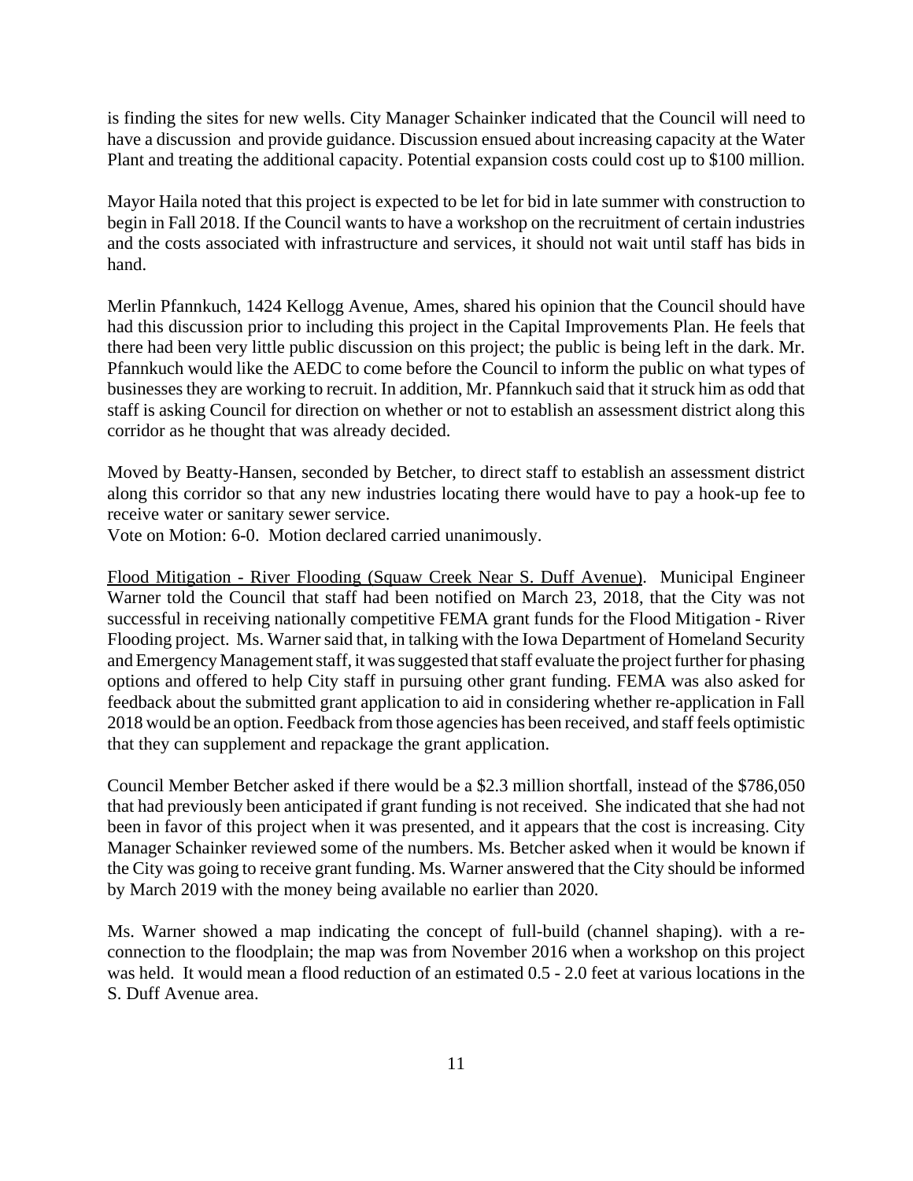is finding the sites for new wells. City Manager Schainker indicated that the Council will need to have a discussion and provide guidance. Discussion ensued about increasing capacity at the Water Plant and treating the additional capacity. Potential expansion costs could cost up to $100 million.

Mayor Haila noted that this project is expected to be let for bid in late summer with construction to begin in Fall 2018. If the Council wants to have a workshop on the recruitment of certain industries and the costs associated with infrastructure and services, it should not wait until staff has bids in hand.

Merlin Pfannkuch, 1424 Kellogg Avenue, Ames, shared his opinion that the Council should have had this discussion prior to including this project in the Capital Improvements Plan. He feels that there had been very little public discussion on this project; the public is being left in the dark. Mr. Pfannkuch would like the AEDC to come before the Council to inform the public on what types of businesses they are working to recruit. In addition, Mr. Pfannkuch said that it struck him as odd that staff is asking Council for direction on whether or not to establish an assessment district along this corridor as he thought that was already decided.

Moved by Beatty-Hansen, seconded by Betcher, to direct staff to establish an assessment district along this corridor so that any new industries locating there would have to pay a hook-up fee to receive water or sanitary sewer service.

Vote on Motion: 6-0. Motion declared carried unanimously.

Flood Mitigation - River Flooding (Squaw Creek Near S. Duff Avenue). Municipal Engineer Warner told the Council that staff had been notified on March 23, 2018, that the City was not successful in receiving nationally competitive FEMA grant funds for the Flood Mitigation - River Flooding project. Ms. Warner said that, in talking with the Iowa Department of Homeland Security and Emergency Management staff, it was suggested that staff evaluate the project further for phasing options and offered to help City staff in pursuing other grant funding. FEMA was also asked for feedback about the submitted grant application to aid in considering whether re-application in Fall 2018 would be an option. Feedback from those agencies has been received, and staff feels optimistic that they can supplement and repackage the grant application.

Council Member Betcher asked if there would be a $2.3 million shortfall, instead of the $786,050 that had previously been anticipated if grant funding is not received. She indicated that she had not been in favor of this project when it was presented, and it appears that the cost is increasing. City Manager Schainker reviewed some of the numbers. Ms. Betcher asked when it would be known if the City was going to receive grant funding. Ms. Warner answered that the City should be informed by March 2019 with the money being available no earlier than 2020.

Ms. Warner showed a map indicating the concept of full-build (channel shaping). with a re-connection to the floodplain; the map was from November 2016 when a workshop on this project was held. It would mean a flood reduction of an estimated 0.5 - 2.0 feet at various locations in the S. Duff Avenue area.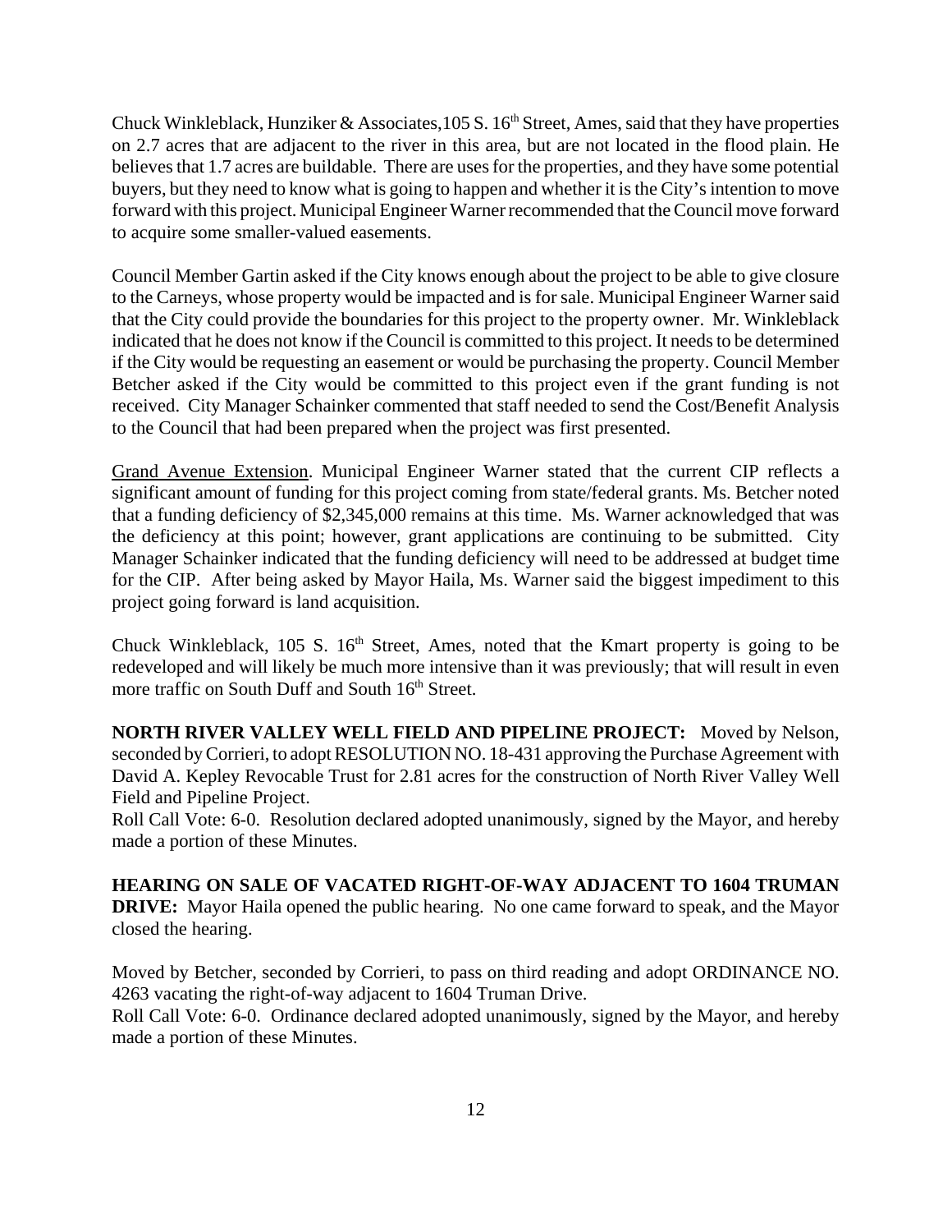Chuck Winkleblack, Hunziker & Associates,105 S. 16th Street, Ames, said that they have properties on 2.7 acres that are adjacent to the river in this area, but are not located in the flood plain. He believes that 1.7 acres are buildable. There are uses for the properties, and they have some potential buyers, but they need to know what is going to happen and whether it is the City's intention to move forward with this project. Municipal Engineer Warner recommended that the Council move forward to acquire some smaller-valued easements.

Council Member Gartin asked if the City knows enough about the project to be able to give closure to the Carneys, whose property would be impacted and is for sale. Municipal Engineer Warner said that the City could provide the boundaries for this project to the property owner. Mr. Winkleblack indicated that he does not know if the Council is committed to this project. It needs to be determined if the City would be requesting an easement or would be purchasing the property. Council Member Betcher asked if the City would be committed to this project even if the grant funding is not received. City Manager Schainker commented that staff needed to send the Cost/Benefit Analysis to the Council that had been prepared when the project was first presented.

<u>Grand Avenue Extension</u>. Municipal Engineer Warner stated that the current CIP reflects a significant amount of funding for this project coming from state/federal grants. Ms. Betcher noted that a funding deficiency of $2,345,000 remains at this time. Ms. Warner acknowledged that was the deficiency at this point; however, grant applications are continuing to be submitted. City Manager Schainker indicated that the funding deficiency will need to be addressed at budget time for the CIP. After being asked by Mayor Haila, Ms. Warner said the biggest impediment to this project going forward is land acquisition.

Chuck Winkleblack, 105 S. 16th Street, Ames, noted that the Kmart property is going to be redeveloped and will likely be much more intensive than it was previously; that will result in even more traffic on South Duff and South 16th Street.

**NORTH RIVER VALLEY WELL FIELD AND PIPELINE PROJECT:** Moved by Nelson, seconded by Corrieri, to adopt RESOLUTION NO. 18-431 approving the Purchase Agreement with David A. Kepley Revocable Trust for 2.81 acres for the construction of North River Valley Well Field and Pipeline Project.
Roll Call Vote: 6-0. Resolution declared adopted unanimously, signed by the Mayor, and hereby made a portion of these Minutes.

**HEARING ON SALE OF VACATED RIGHT-OF-WAY ADJACENT TO 1604 TRUMAN DRIVE:** Mayor Haila opened the public hearing. No one came forward to speak, and the Mayor closed the hearing.

Moved by Betcher, seconded by Corrieri, to pass on third reading and adopt ORDINANCE NO. 4263 vacating the right-of-way adjacent to 1604 Truman Drive.
Roll Call Vote: 6-0. Ordinance declared adopted unanimously, signed by the Mayor, and hereby made a portion of these Minutes.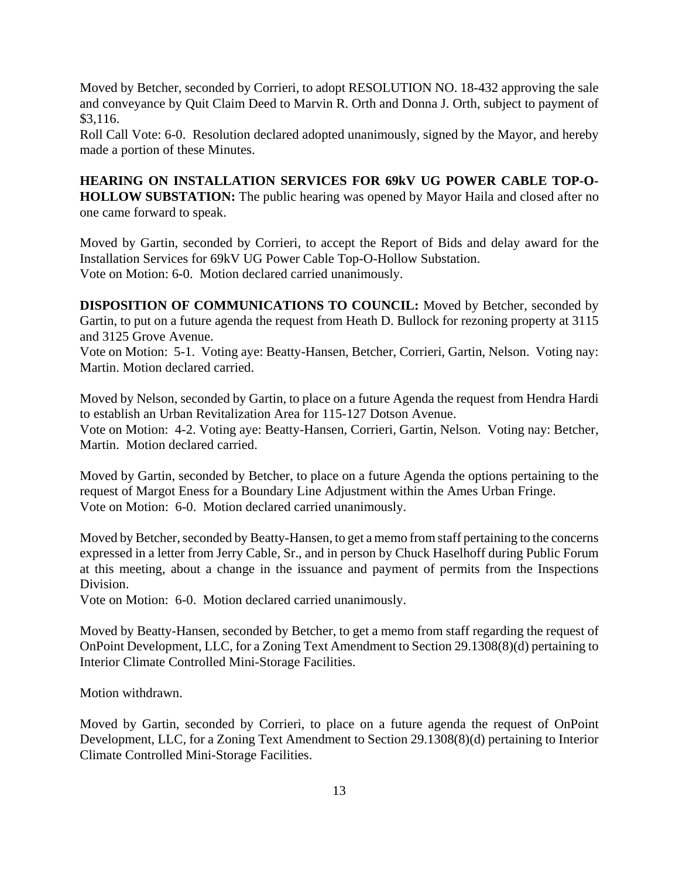Moved by Betcher, seconded by Corrieri, to adopt RESOLUTION NO. 18-432 approving the sale and conveyance by Quit Claim Deed to Marvin R. Orth and Donna J. Orth, subject to payment of $3,116.

Roll Call Vote: 6-0. Resolution declared adopted unanimously, signed by the Mayor, and hereby made a portion of these Minutes.

**HEARING ON INSTALLATION SERVICES FOR 69kV UG POWER CABLE TOP-O-HOLLOW SUBSTATION:** The public hearing was opened by Mayor Haila and closed after no one came forward to speak.

Moved by Gartin, seconded by Corrieri, to accept the Report of Bids and delay award for the Installation Services for 69kV UG Power Cable Top-O-Hollow Substation.

Vote on Motion: 6-0. Motion declared carried unanimously.

**DISPOSITION OF COMMUNICATIONS TO COUNCIL:** Moved by Betcher, seconded by Gartin, to put on a future agenda the request from Heath D. Bullock for rezoning property at 3115 and 3125 Grove Avenue.

Vote on Motion: 5-1. Voting aye: Beatty-Hansen, Betcher, Corrieri, Gartin, Nelson. Voting nay: Martin. Motion declared carried.

Moved by Nelson, seconded by Gartin, to place on a future Agenda the request from Hendra Hardi to establish an Urban Revitalization Area for 115-127 Dotson Avenue.

Vote on Motion: 4-2. Voting aye: Beatty-Hansen, Corrieri, Gartin, Nelson. Voting nay: Betcher, Martin. Motion declared carried.

Moved by Gartin, seconded by Betcher, to place on a future Agenda the options pertaining to the request of Margot Eness for a Boundary Line Adjustment within the Ames Urban Fringe.

Vote on Motion: 6-0. Motion declared carried unanimously.

Moved by Betcher, seconded by Beatty-Hansen, to get a memo from staff pertaining to the concerns expressed in a letter from Jerry Cable, Sr., and in person by Chuck Haselhoff during Public Forum at this meeting, about a change in the issuance and payment of permits from the Inspections Division.

Vote on Motion: 6-0. Motion declared carried unanimously.

Moved by Beatty-Hansen, seconded by Betcher, to get a memo from staff regarding the request of OnPoint Development, LLC, for a Zoning Text Amendment to Section 29.1308(8)(d) pertaining to Interior Climate Controlled Mini-Storage Facilities.

Motion withdrawn.

Moved by Gartin, seconded by Corrieri, to place on a future agenda the request of OnPoint Development, LLC, for a Zoning Text Amendment to Section 29.1308(8)(d) pertaining to Interior Climate Controlled Mini-Storage Facilities.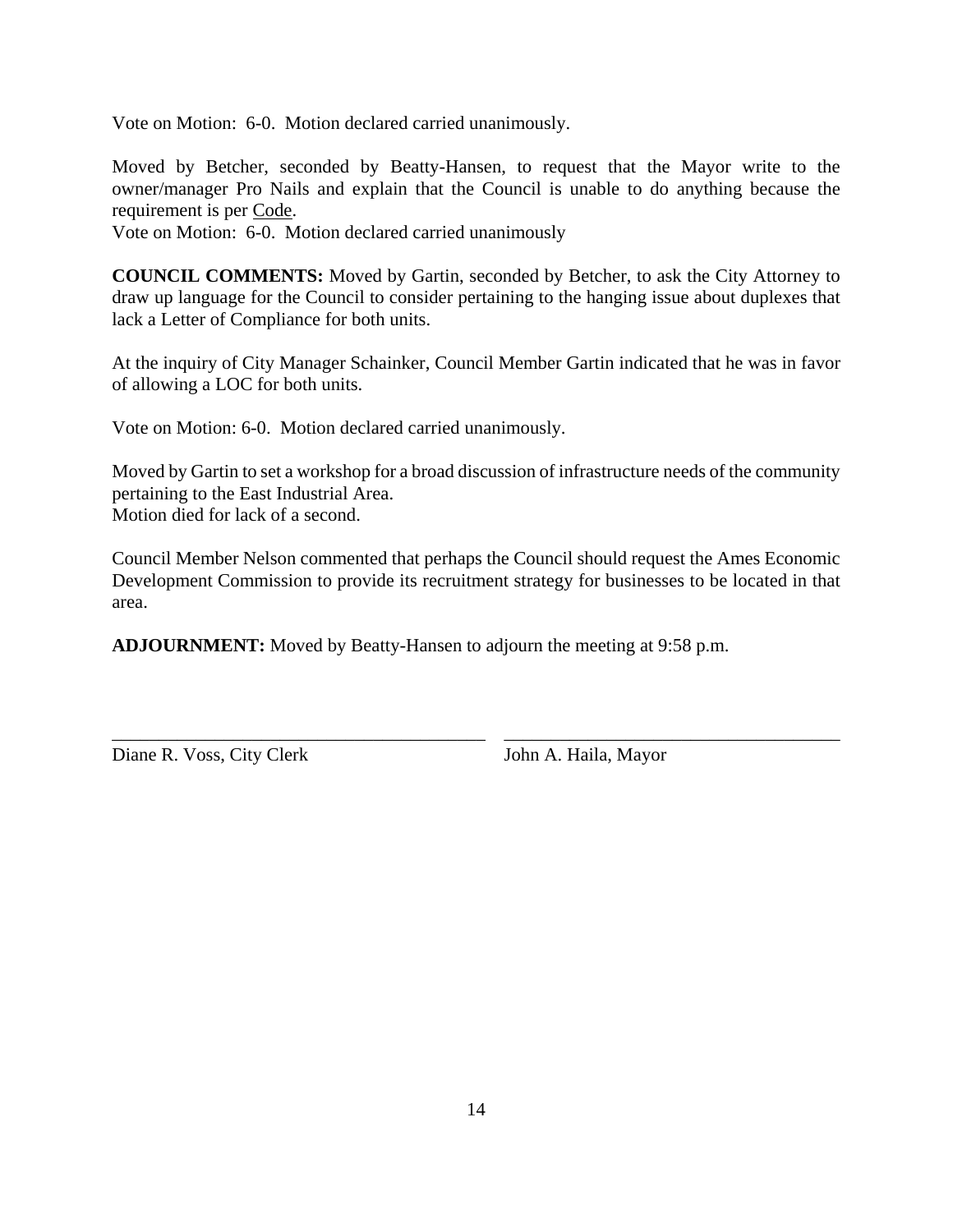Vote on Motion: 6-0. Motion declared carried unanimously.

Moved by Betcher, seconded by Beatty-Hansen, to request that the Mayor write to the owner/manager Pro Nails and explain that the Council is unable to do anything because the requirement is per Code.
Vote on Motion: 6-0. Motion declared carried unanimously

**COUNCIL COMMENTS:** Moved by Gartin, seconded by Betcher, to ask the City Attorney to draw up language for the Council to consider pertaining to the hanging issue about duplexes that lack a Letter of Compliance for both units.

At the inquiry of City Manager Schainker, Council Member Gartin indicated that he was in favor of allowing a LOC for both units.

Vote on Motion: 6-0. Motion declared carried unanimously.

Moved by Gartin to set a workshop for a broad discussion of infrastructure needs of the community pertaining to the East Industrial Area.
Motion died for lack of a second.

Council Member Nelson commented that perhaps the Council should request the Ames Economic Development Commission to provide its recruitment strategy for businesses to be located in that area.

**ADJOURNMENT:** Moved by Beatty-Hansen to adjourn the meeting at 9:58 p.m.

\_\_\_\_\_\_\_\_\_\_\_\_\_\_\_\_\_\_\_\_\_\_\_\_\_\_\_\_\_\_\_\_\_\_\_\_\_\_\_\_ \_\_\_\_\_\_\_\_\_\_\_\_\_\_\_\_\_\_\_\_\_\_\_\_\_\_\_\_\_\_\_\_\_\_\_\_\_\_\_\_

Diane R. Voss, City Clerk    John A. Haila, Mayor